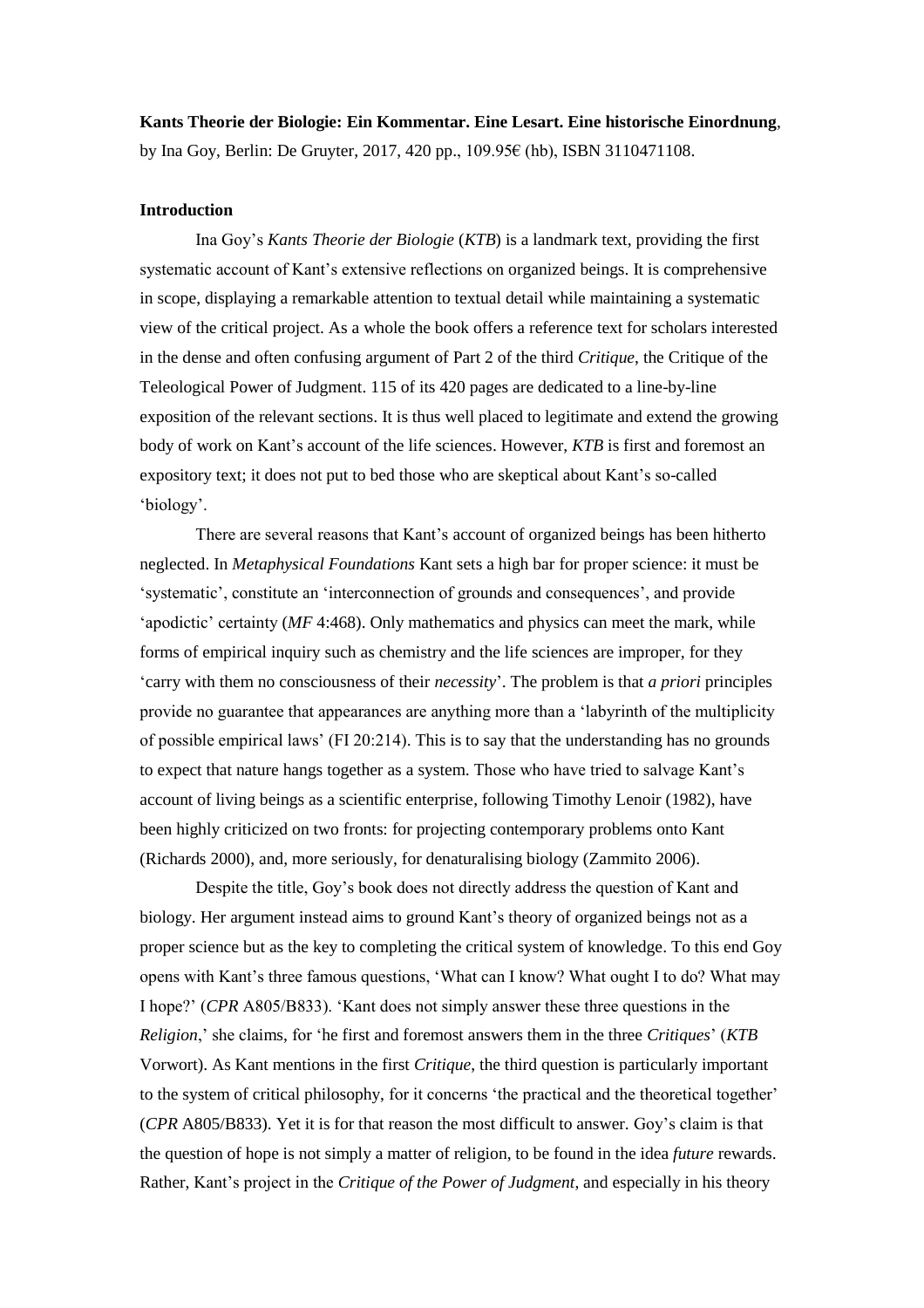**Kants Theorie der Biologie: Ein Kommentar. Eine Lesart. Eine historische Einordnung**, by Ina Goy, Berlin: De Gruyter, 2017, 420 pp., 109.95€ (hb), ISBN 3110471108.

**Introduction**

Ina Goy's *Kants Theorie der Biologie* (*KTB*) is a landmark text, providing the first systematic account of Kant's extensive reflections on organized beings. It is comprehensive in scope, displaying a remarkable attention to textual detail while maintaining a systematic view of the critical project. As a whole the book offers a reference text for scholars interested in the dense and often confusing argument of Part 2 of the third *Critique*, the Critique of the Teleological Power of Judgment. 115 of its 420 pages are dedicated to a line-by-line exposition of the relevant sections. It is thus well placed to legitimate and extend the growing body of work on Kant's account of the life sciences. However, *KTB* is first and foremost an expository text; it does not put to bed those who are skeptical about Kant's so-called 'biology'.

There are several reasons that Kant's account of organized beings has been hitherto neglected. In *Metaphysical Foundations* Kant sets a high bar for proper science: it must be 'systematic', constitute an 'interconnection of grounds and consequences', and provide 'apodictic' certainty (*MF* 4:468). Only mathematics and physics can meet the mark, while forms of empirical inquiry such as chemistry and the life sciences are improper, for they 'carry with them no consciousness of their *necessity*'. The problem is that *a priori* principles provide no guarantee that appearances are anything more than a 'labyrinth of the multiplicity of possible empirical laws' (FI 20:214). This is to say that the understanding has no grounds to expect that nature hangs together as a system. Those who have tried to salvage Kant's account of living beings as a scientific enterprise, following Timothy Lenoir (1982), have been highly criticized on two fronts: for projecting contemporary problems onto Kant (Richards 2000), and, more seriously, for denaturalising biology (Zammito 2006).

Despite the title, Goy's book does not directly address the question of Kant and biology. Her argument instead aims to ground Kant's theory of organized beings not as a proper science but as the key to completing the critical system of knowledge. To this end Goy opens with Kant's three famous questions, 'What can I know? What ought I to do? What may I hope?' (*CPR* A805/B833). 'Kant does not simply answer these three questions in the *Religion*,' she claims, for 'he first and foremost answers them in the three *Critiques*' (*KTB* Vorwort). As Kant mentions in the first *Critique*, the third question is particularly important to the system of critical philosophy, for it concerns 'the practical and the theoretical together' (*CPR* A805/B833). Yet it is for that reason the most difficult to answer. Goy's claim is that the question of hope is not simply a matter of religion, to be found in the idea *future* rewards. Rather, Kant's project in the *Critique of the Power of Judgment*, and especially in his theory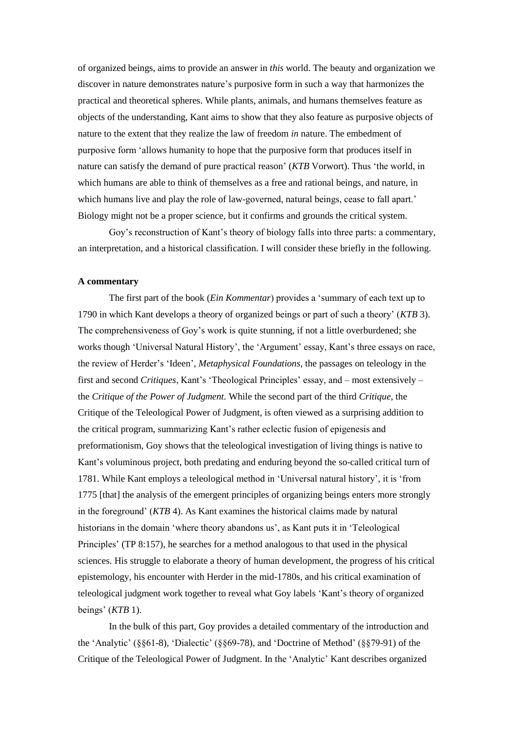of organized beings, aims to provide an answer in *this* world. The beauty and organization we discover in nature demonstrates nature's purposive form in such a way that harmonizes the practical and theoretical spheres. While plants, animals, and humans themselves feature as objects of the understanding, Kant aims to show that they also feature as purposive objects of nature to the extent that they realize the law of freedom *in* nature. The embedment of purposive form 'allows humanity to hope that the purposive form that produces itself in nature can satisfy the demand of pure practical reason' (*KTB* Vorwort). Thus 'the world, in which humans are able to think of themselves as a free and rational beings, and nature, in which humans live and play the role of law-governed, natural beings, cease to fall apart.' Biology might not be a proper science, but it confirms and grounds the critical system.

Goy's reconstruction of Kant's theory of biology falls into three parts: a commentary, an interpretation, and a historical classification. I will consider these briefly in the following.

**A commentary**

The first part of the book (*Ein Kommentar*) provides a 'summary of each text up to 1790 in which Kant develops a theory of organized beings or part of such a theory' (*KTB* 3). The comprehensiveness of Goy's work is quite stunning, if not a little overburdened; she works though 'Universal Natural History', the 'Argument' essay, Kant's three essays on race, the review of Herder's 'Ideen', *Metaphysical Foundations*, the passages on teleology in the first and second *Critiques*, Kant's 'Theological Principles' essay, and – most extensively – the *Critique of the Power of Judgment*. While the second part of the third *Critique*, the Critique of the Teleological Power of Judgment, is often viewed as a surprising addition to the critical program, summarizing Kant's rather eclectic fusion of epigenesis and preformationism, Goy shows that the teleological investigation of living things is native to Kant's voluminous project, both predating and enduring beyond the so-called critical turn of 1781. While Kant employs a teleological method in 'Universal natural history', it is 'from 1775 [that] the analysis of the emergent principles of organizing beings enters more strongly in the foreground' (*KTB* 4). As Kant examines the historical claims made by natural historians in the domain 'where theory abandons us', as Kant puts it in 'Teleological Principles' (TP 8:157), he searches for a method analogous to that used in the physical sciences. His struggle to elaborate a theory of human development, the progress of his critical epistemology, his encounter with Herder in the mid-1780s, and his critical examination of teleological judgment work together to reveal what Goy labels 'Kant's theory of organized beings' (*KTB* 1).

In the bulk of this part, Goy provides a detailed commentary of the introduction and the 'Analytic' (§§61-8), 'Dialectic' (§§69-78), and 'Doctrine of Method' (§§79-91) of the Critique of the Teleological Power of Judgment. In the 'Analytic' Kant describes organized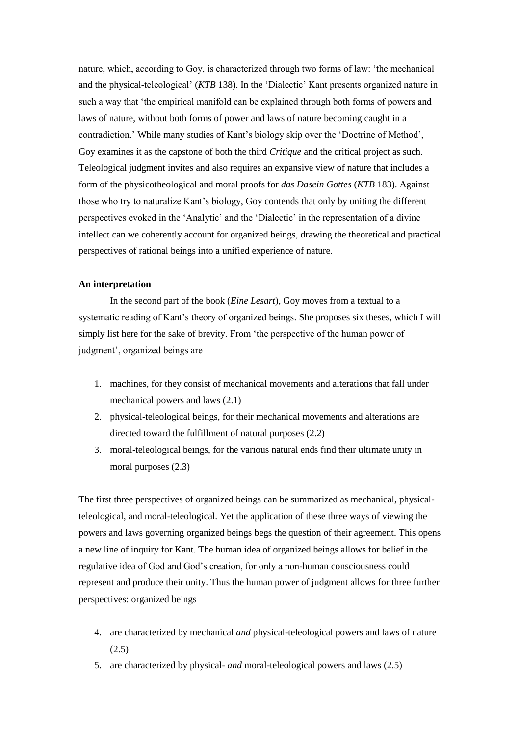nature, which, according to Goy, is characterized through two forms of law: 'the mechanical and the physical-teleological' (*KTB* 138). In the 'Dialectic' Kant presents organized nature in such a way that 'the empirical manifold can be explained through both forms of powers and laws of nature, without both forms of power and laws of nature becoming caught in a contradiction.' While many studies of Kant's biology skip over the 'Doctrine of Method', Goy examines it as the capstone of both the third *Critique* and the critical project as such. Teleological judgment invites and also requires an expansive view of nature that includes a form of the physicotheological and moral proofs for *das Dasein Gottes* (*KTB* 183). Against those who try to naturalize Kant's biology, Goy contends that only by uniting the different perspectives evoked in the 'Analytic' and the 'Dialectic' in the representation of a divine intellect can we coherently account for organized beings, drawing the theoretical and practical perspectives of rational beings into a unified experience of nature.

**An interpretation**

In the second part of the book (*Eine Lesart*), Goy moves from a textual to a systematic reading of Kant's theory of organized beings. She proposes six theses, which I will simply list here for the sake of brevity. From 'the perspective of the human power of judgment', organized beings are

1. machines, for they consist of mechanical movements and alterations that fall under mechanical powers and laws (2.1)
2. physical-teleological beings, for their mechanical movements and alterations are directed toward the fulfillment of natural purposes (2.2)
3. moral-teleological beings, for the various natural ends find their ultimate unity in moral purposes (2.3)

The first three perspectives of organized beings can be summarized as mechanical, physical-teleological, and moral-teleological. Yet the application of these three ways of viewing the powers and laws governing organized beings begs the question of their agreement. This opens a new line of inquiry for Kant. The human idea of organized beings allows for belief in the regulative idea of God and God's creation, for only a non-human consciousness could represent and produce their unity. Thus the human power of judgment allows for three further perspectives: organized beings

4. are characterized by mechanical *and* physical-teleological powers and laws of nature (2.5)
5. are characterized by physical- *and* moral-teleological powers and laws (2.5)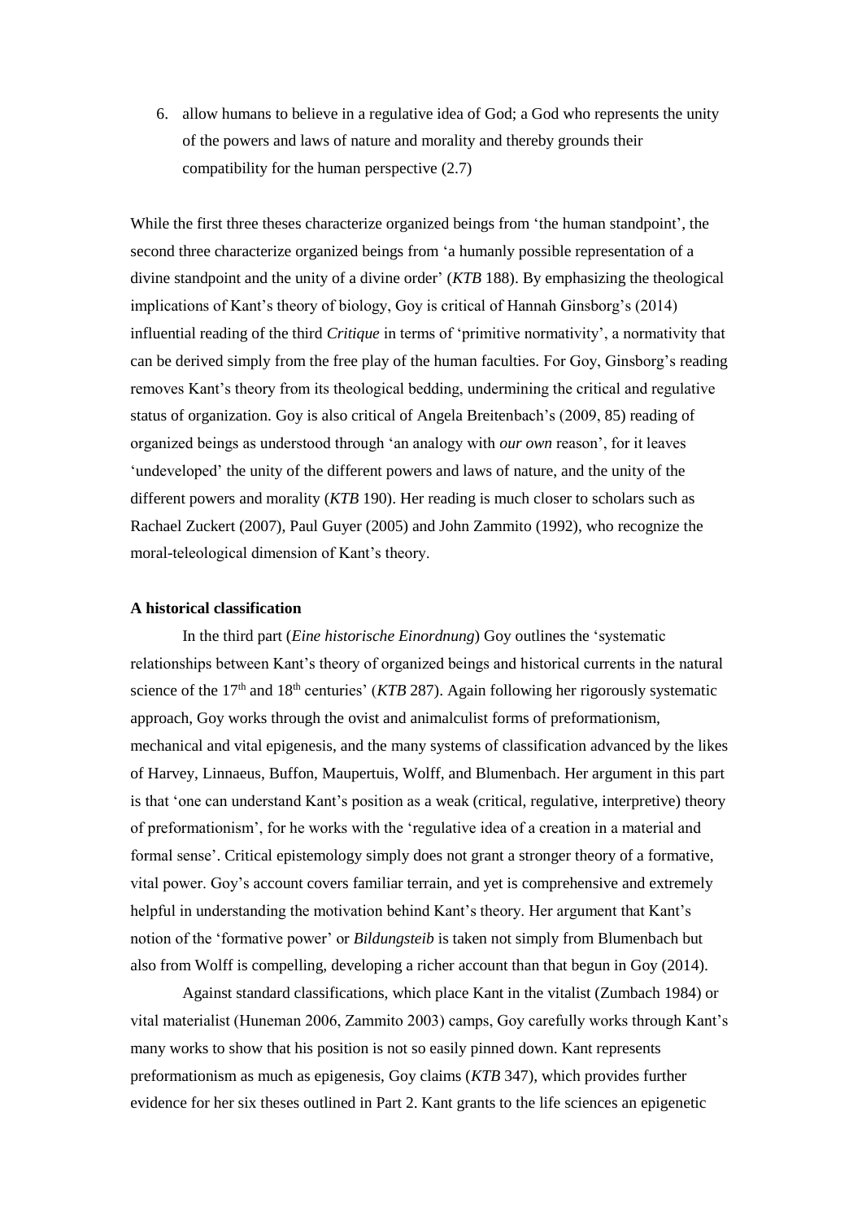6. allow humans to believe in a regulative idea of God; a God who represents the unity of the powers and laws of nature and morality and thereby grounds their compatibility for the human perspective (2.7)

While the first three theses characterize organized beings from 'the human standpoint', the second three characterize organized beings from 'a humanly possible representation of a divine standpoint and the unity of a divine order' (*KTB* 188). By emphasizing the theological implications of Kant's theory of biology, Goy is critical of Hannah Ginsborg's (2014) influential reading of the third *Critique* in terms of 'primitive normativity', a normativity that can be derived simply from the free play of the human faculties. For Goy, Ginsborg's reading removes Kant's theory from its theological bedding, undermining the critical and regulative status of organization. Goy is also critical of Angela Breitenbach's (2009, 85) reading of organized beings as understood through 'an analogy with *our own* reason', for it leaves 'undeveloped' the unity of the different powers and laws of nature, and the unity of the different powers and morality (*KTB* 190). Her reading is much closer to scholars such as Rachael Zuckert (2007), Paul Guyer (2005) and John Zammito (1992), who recognize the moral-teleological dimension of Kant's theory.

**A historical classification**

In the third part (*Eine historische Einordnung*) Goy outlines the 'systematic relationships between Kant's theory of organized beings and historical currents in the natural science of the 17th and 18th centuries' (*KTB* 287). Again following her rigorously systematic approach, Goy works through the ovist and animalculist forms of preformationism, mechanical and vital epigenesis, and the many systems of classification advanced by the likes of Harvey, Linnaeus, Buffon, Maupertuis, Wolff, and Blumenbach. Her argument in this part is that 'one can understand Kant's position as a weak (critical, regulative, interpretive) theory of preformationism', for he works with the 'regulative idea of a creation in a material and formal sense'. Critical epistemology simply does not grant a stronger theory of a formative, vital power. Goy's account covers familiar terrain, and yet is comprehensive and extremely helpful in understanding the motivation behind Kant's theory. Her argument that Kant's notion of the 'formative power' or *Bildungsteib* is taken not simply from Blumenbach but also from Wolff is compelling, developing a richer account than that begun in Goy (2014).

Against standard classifications, which place Kant in the vitalist (Zumbach 1984) or vital materialist (Huneman 2006, Zammito 2003) camps, Goy carefully works through Kant's many works to show that his position is not so easily pinned down. Kant represents preformationism as much as epigenesis, Goy claims (*KTB* 347), which provides further evidence for her six theses outlined in Part 2. Kant grants to the life sciences an epigenetic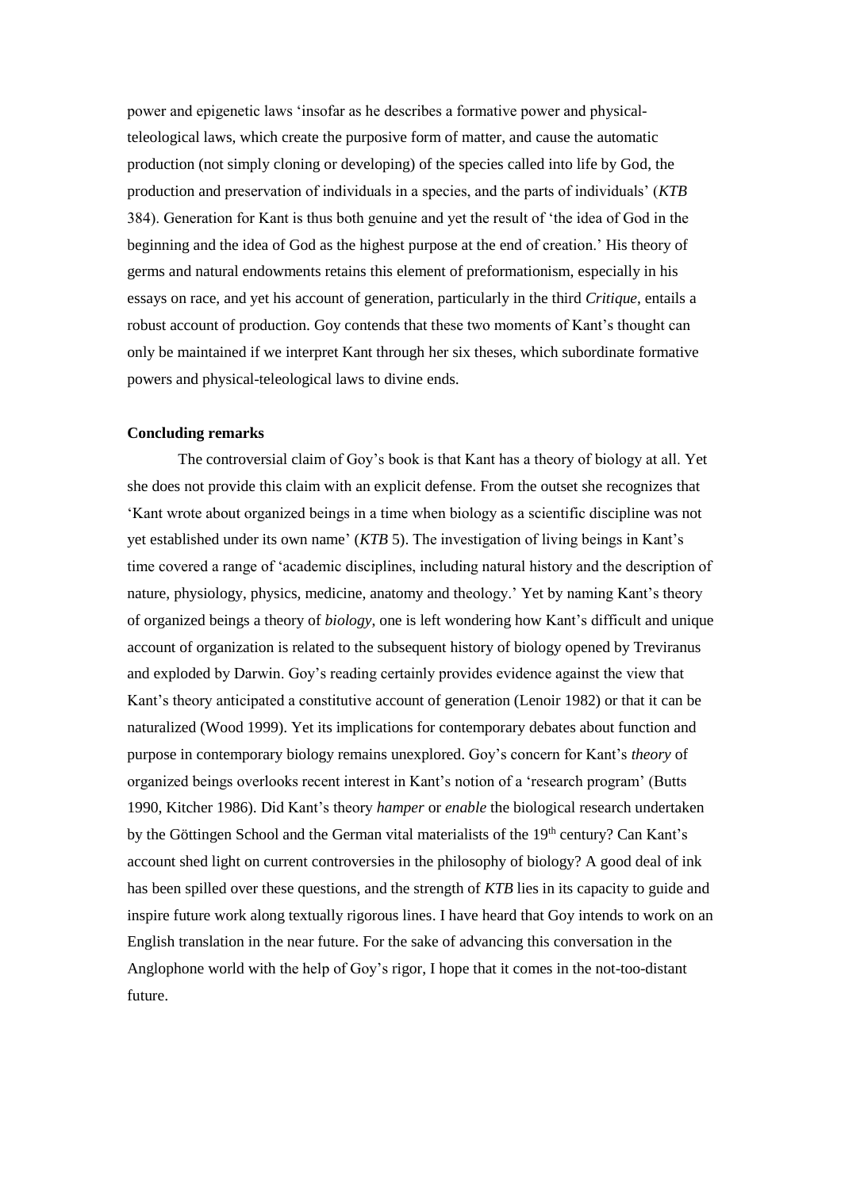power and epigenetic laws 'insofar as he describes a formative power and physical-teleological laws, which create the purposive form of matter, and cause the automatic production (not simply cloning or developing) of the species called into life by God, the production and preservation of individuals in a species, and the parts of individuals' (*KTB* 384). Generation for Kant is thus both genuine and yet the result of 'the idea of God in the beginning and the idea of God as the highest purpose at the end of creation.' His theory of germs and natural endowments retains this element of preformationism, especially in his essays on race, and yet his account of generation, particularly in the third *Critique*, entails a robust account of production. Goy contends that these two moments of Kant's thought can only be maintained if we interpret Kant through her six theses, which subordinate formative powers and physical-teleological laws to divine ends.

**Concluding remarks**

The controversial claim of Goy's book is that Kant has a theory of biology at all. Yet she does not provide this claim with an explicit defense. From the outset she recognizes that 'Kant wrote about organized beings in a time when biology as a scientific discipline was not yet established under its own name' (*KTB* 5). The investigation of living beings in Kant's time covered a range of 'academic disciplines, including natural history and the description of nature, physiology, physics, medicine, anatomy and theology.' Yet by naming Kant's theory of organized beings a theory of *biology*, one is left wondering how Kant's difficult and unique account of organization is related to the subsequent history of biology opened by Treviranus and exploded by Darwin. Goy's reading certainly provides evidence against the view that Kant's theory anticipated a constitutive account of generation (Lenoir 1982) or that it can be naturalized (Wood 1999). Yet its implications for contemporary debates about function and purpose in contemporary biology remains unexplored. Goy's concern for Kant's *theory* of organized beings overlooks recent interest in Kant's notion of a 'research program' (Butts 1990, Kitcher 1986). Did Kant's theory *hamper* or *enable* the biological research undertaken by the Göttingen School and the German vital materialists of the 19th century? Can Kant's account shed light on current controversies in the philosophy of biology? A good deal of ink has been spilled over these questions, and the strength of *KTB* lies in its capacity to guide and inspire future work along textually rigorous lines. I have heard that Goy intends to work on an English translation in the near future. For the sake of advancing this conversation in the Anglophone world with the help of Goy's rigor, I hope that it comes in the not-too-distant future.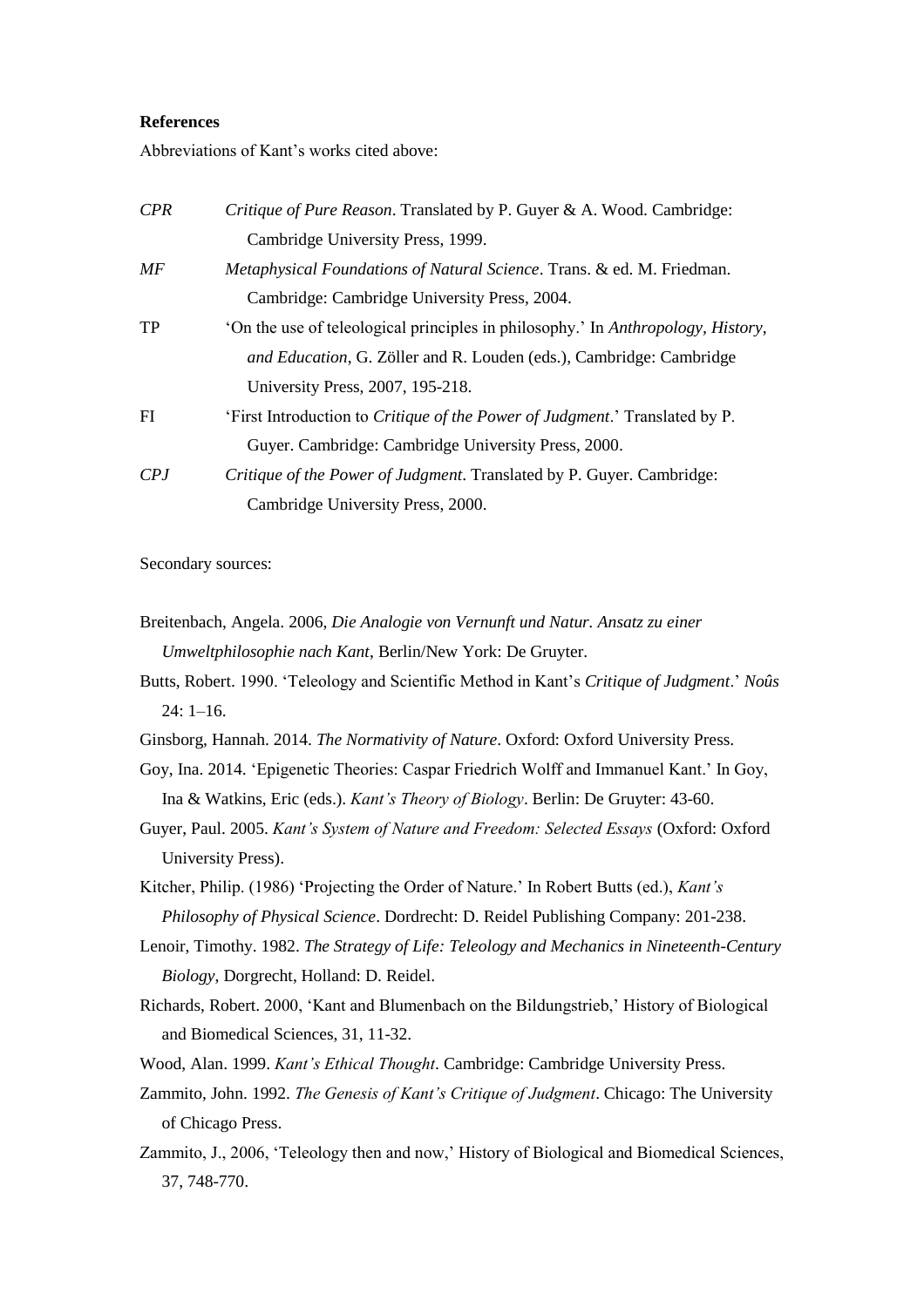**References**

Abbreviations of Kant's works cited above:

*CPR* — *Critique of Pure Reason*. Translated by P. Guyer & A. Wood. Cambridge: Cambridge University Press, 1999.

*MF* — *Metaphysical Foundations of Natural Science*. Trans. & ed. M. Friedman. Cambridge: Cambridge University Press, 2004.

TP — 'On the use of teleological principles in philosophy.' In *Anthropology, History, and Education*, G. Zöller and R. Louden (eds.), Cambridge: Cambridge University Press, 2007, 195-218.

FI — 'First Introduction to *Critique of the Power of Judgment*.' Translated by P. Guyer. Cambridge: Cambridge University Press, 2000.

*CPJ* — *Critique of the Power of Judgment*. Translated by P. Guyer. Cambridge: Cambridge University Press, 2000.

Secondary sources:

Breitenbach, Angela. 2006, *Die Analogie von Vernunft und Natur. Ansatz zu einer Umweltphilosophie nach Kant*, Berlin/New York: De Gruyter.

Butts, Robert. 1990. 'Teleology and Scientific Method in Kant's *Critique of Judgment*.' *Noûs* 24: 1–16.

Ginsborg, Hannah. 2014. *The Normativity of Nature*. Oxford: Oxford University Press.

Goy, Ina. 2014. 'Epigenetic Theories: Caspar Friedrich Wolff and Immanuel Kant.' In Goy, Ina & Watkins, Eric (eds.). *Kant's Theory of Biology*. Berlin: De Gruyter: 43-60.

Guyer, Paul. 2005. *Kant's System of Nature and Freedom: Selected Essays* (Oxford: Oxford University Press).

Kitcher, Philip. (1986) 'Projecting the Order of Nature.' In Robert Butts (ed.), *Kant's Philosophy of Physical Science*. Dordrecht: D. Reidel Publishing Company: 201-238.

Lenoir, Timothy. 1982. *The Strategy of Life: Teleology and Mechanics in Nineteenth-Century Biology*, Dorgrecht, Holland: D. Reidel.

Richards, Robert. 2000, 'Kant and Blumenbach on the Bildungstrieb,' History of Biological and Biomedical Sciences, 31, 11-32.

Wood, Alan. 1999. *Kant's Ethical Thought*. Cambridge: Cambridge University Press.

Zammito, John. 1992. *The Genesis of Kant's Critique of Judgment*. Chicago: The University of Chicago Press.

Zammito, J., 2006, 'Teleology then and now,' History of Biological and Biomedical Sciences, 37, 748-770.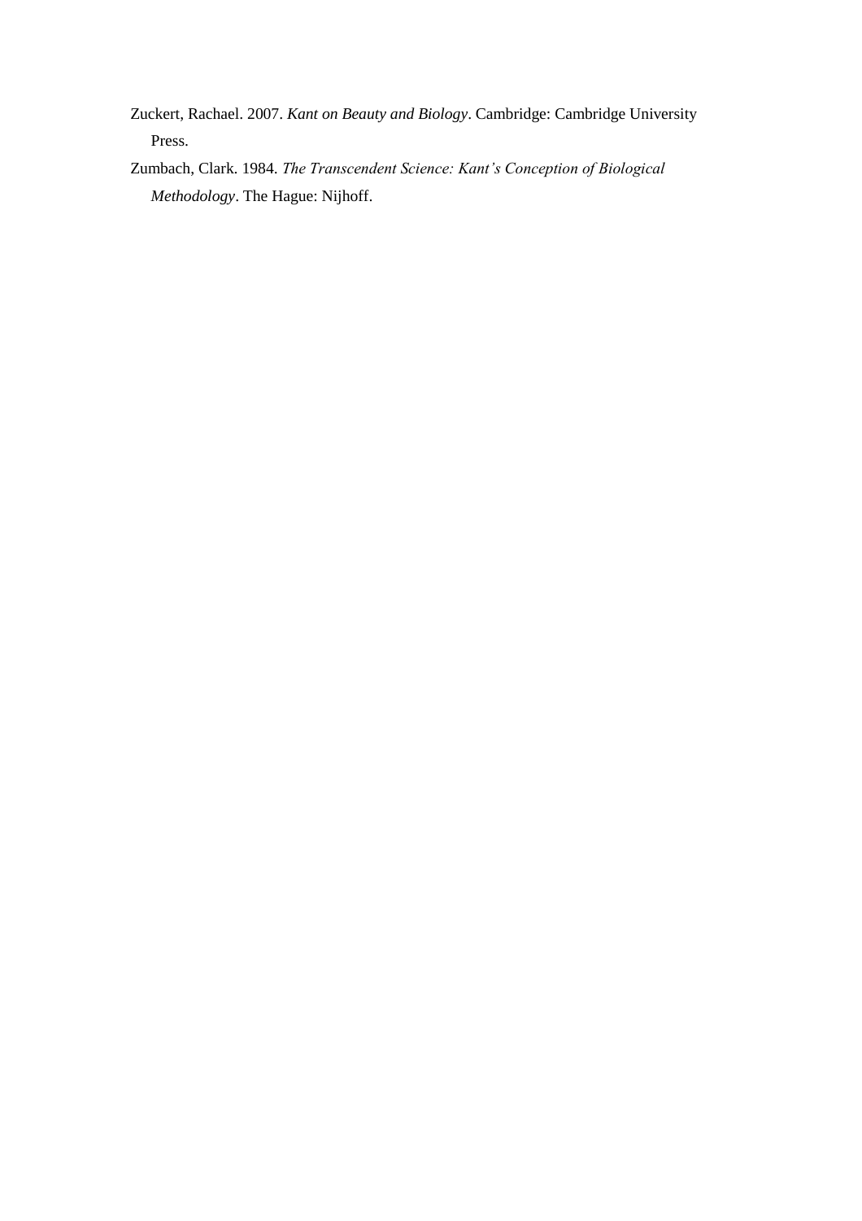Zuckert, Rachael. 2007. *Kant on Beauty and Biology*. Cambridge: Cambridge University Press.

Zumbach, Clark. 1984. *The Transcendent Science: Kant's Conception of Biological Methodology*. The Hague: Nijhoff.